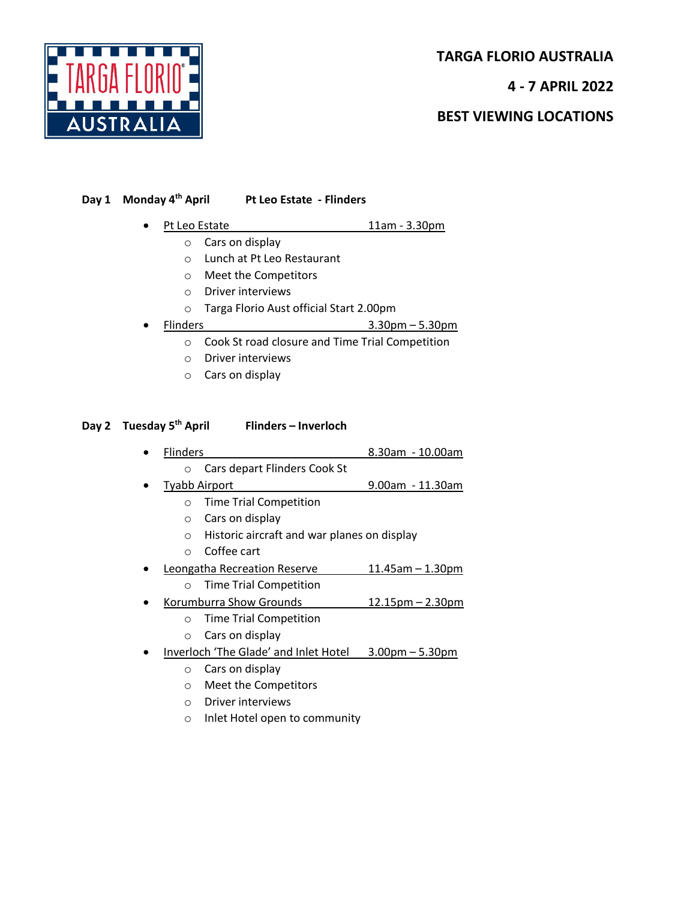# TARGA FLORIO AUSTRALIA

## 4 - 7 APRIL 2022

## BEST VIEWING LOCATIONS

**Day 1 Monday 4th April Pt Leo Estate - Flinders**

- Pt Leo Estate 11am - 3.30pm
  - Cars on display
  - Lunch at Pt Leo Restaurant
  - Meet the Competitors
  - Driver interviews
  - Targa Florio Aust official Start 2.00pm
- Flinders 3.30pm – 5.30pm
  - Cook St road closure and Time Trial Competition
  - Driver interviews
  - Cars on display

**Day 2 Tuesday 5th April Flinders – Inverloch**

- Flinders 8.30am - 10.00am
  - Cars depart Flinders Cook St
- Tyabb Airport 9.00am - 11.30am
  - Time Trial Competition
  - Cars on display
  - Historic aircraft and war planes on display
  - Coffee cart
- Leongatha Recreation Reserve 11.45am – 1.30pm
  - Time Trial Competition
- Korumburra Show Grounds 12.15pm – 2.30pm
  - Time Trial Competition
  - Cars on display
- Inverloch 'The Glade' and Inlet Hotel 3.00pm – 5.30pm
  - Cars on display
  - Meet the Competitors
  - Driver interviews
  - Inlet Hotel open to community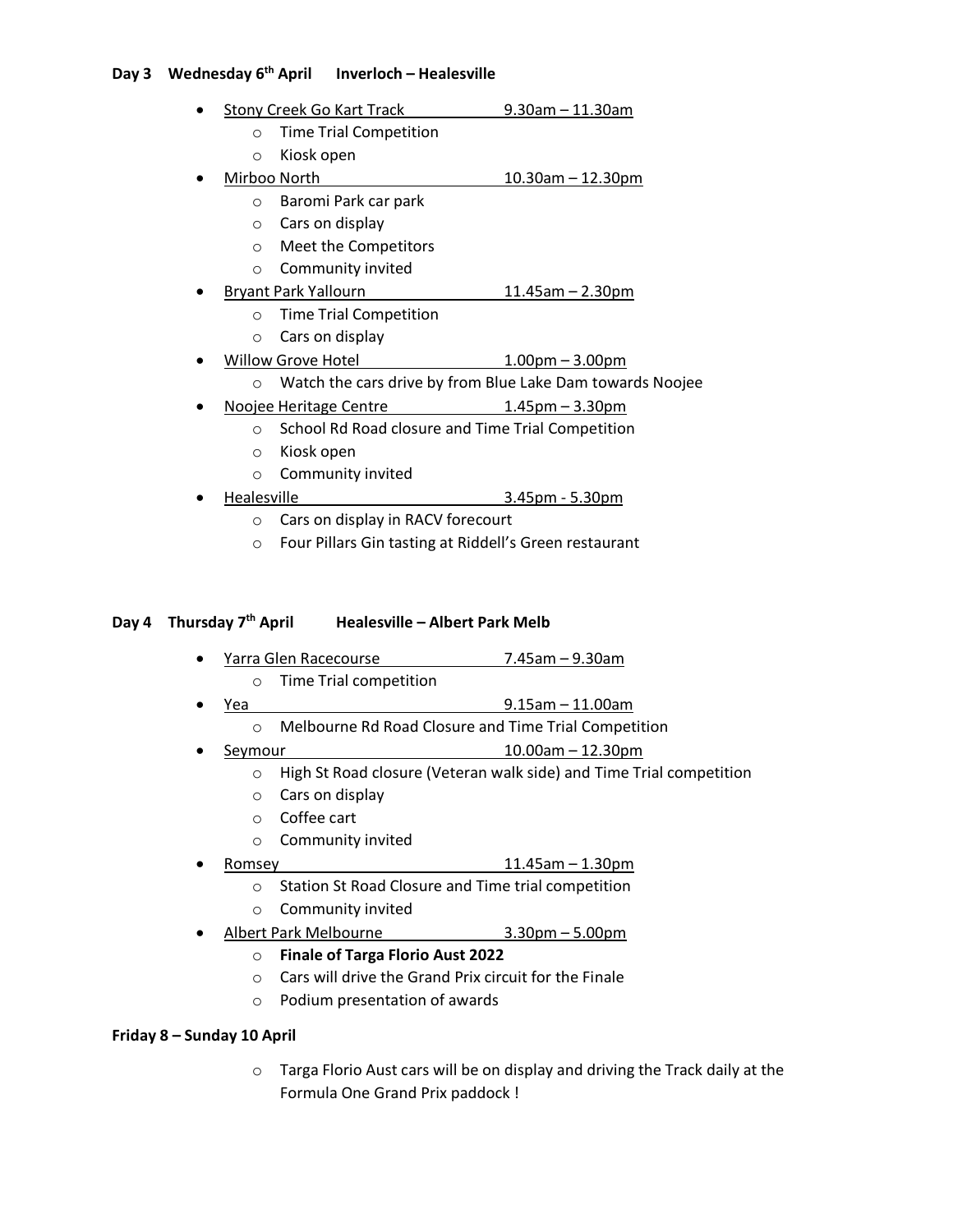**Day 3 Wednesday 6th April Inverloch – Healesville**

- Stony Creek Go Kart Track 9.30am – 11.30am
  - Time Trial Competition
  - Kiosk open
- Mirboo North 10.30am – 12.30pm
  - Baromi Park car park
  - Cars on display
  - Meet the Competitors
  - Community invited
- Bryant Park Yallourn 11.45am – 2.30pm
  - Time Trial Competition
  - Cars on display
- Willow Grove Hotel 1.00pm – 3.00pm
  - Watch the cars drive by from Blue Lake Dam towards Noojee
- Noojee Heritage Centre 1.45pm – 3.30pm
  - School Rd Road closure and Time Trial Competition
  - Kiosk open
  - Community invited
- Healesville 3.45pm - 5.30pm
  - Cars on display in RACV forecourt
  - Four Pillars Gin tasting at Riddell's Green restaurant

**Day 4 Thursday 7th April Healesville – Albert Park Melb**

- Yarra Glen Racecourse 7.45am – 9.30am
  - Time Trial competition
- Yea 9.15am – 11.00am
  - Melbourne Rd Road Closure and Time Trial Competition
- Seymour 10.00am – 12.30pm
  - High St Road closure (Veteran walk side) and Time Trial competition
  - Cars on display
  - Coffee cart
  - Community invited
- Romsey 11.45am – 1.30pm
  - Station St Road Closure and Time trial competition
  - Community invited
- Albert Park Melbourne 3.30pm – 5.00pm
  - **Finale of Targa Florio Aust 2022**
  - Cars will drive the Grand Prix circuit for the Finale
  - Podium presentation of awards

**Friday 8 – Sunday 10 April**

- Targa Florio Aust cars will be on display and driving the Track daily at the Formula One Grand Prix paddock !